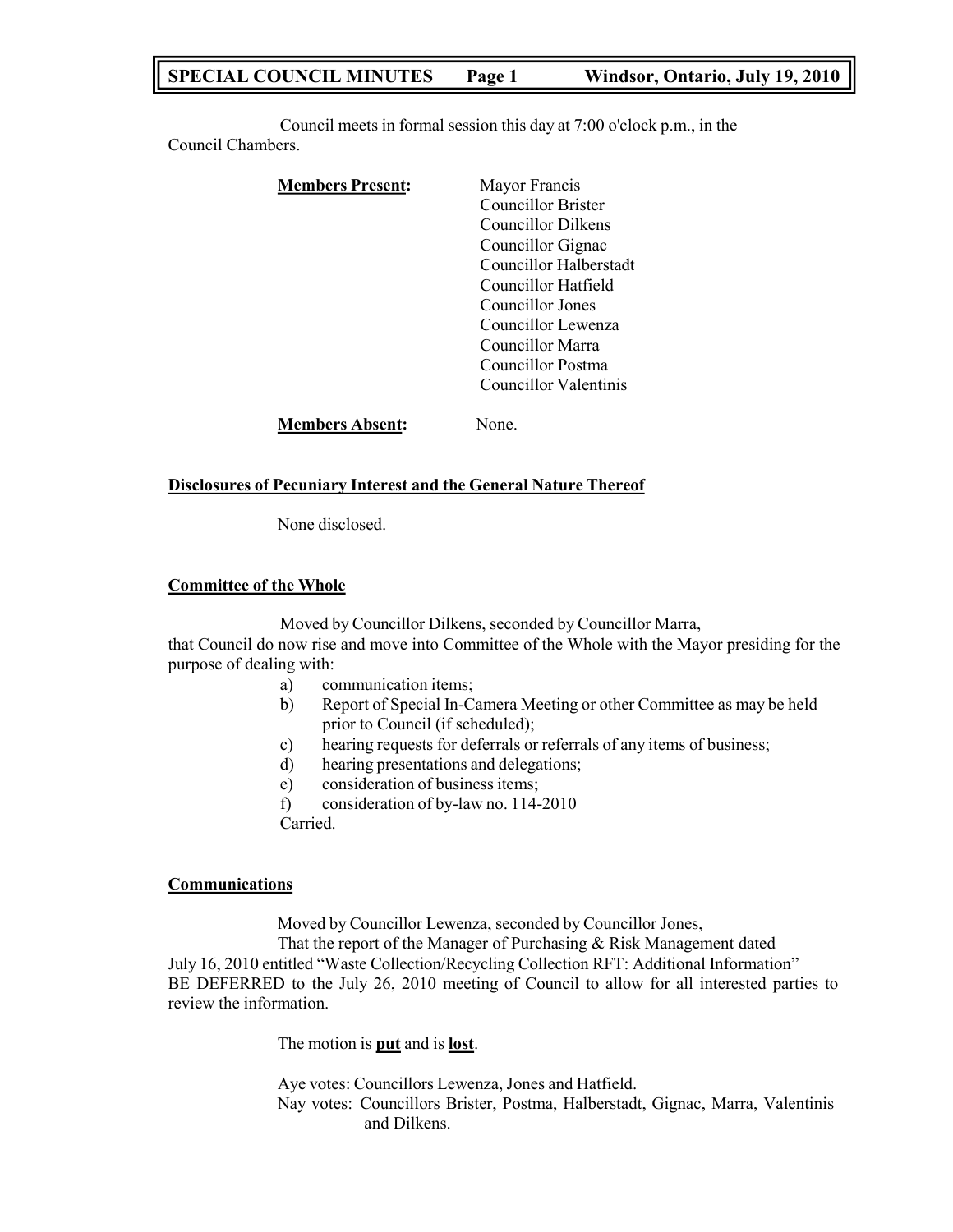Council meets in formal session this day at 7:00 o'clock p.m., in the Council Chambers.

**Members Present:**

Mayor Francis
Councillor Brister
Councillor Dilkens
Councillor Gignac
Councillor Halberstadt
Councillor Hatfield
Councillor Jones
Councillor Lewenza
Councillor Marra
Councillor Postma
Councillor Valentinis

**Members Absent:** None.

## Disclosures of Pecuniary Interest and the General Nature Thereof

None disclosed.

## Committee of the Whole

Moved by Councillor Dilkens, seconded by Councillor Marra, that Council do now rise and move into Committee of the Whole with the Mayor presiding for the purpose of dealing with:

a) communication items;
b) Report of Special In-Camera Meeting or other Committee as may be held prior to Council (if scheduled);
c) hearing requests for deferrals or referrals of any items of business;
d) hearing presentations and delegations;
e) consideration of business items;
f) consideration of by-law no. 114-2010

Carried.

## Communications

Moved by Councillor Lewenza, seconded by Councillor Jones,

That the report of the Manager of Purchasing & Risk Management dated July 16, 2010 entitled "Waste Collection/Recycling Collection RFT: Additional Information" BE DEFERRED to the July 26, 2010 meeting of Council to allow for all interested parties to review the information.

The motion is **put** and is **lost**.

Aye votes: Councillors Lewenza, Jones and Hatfield.
Nay votes: Councillors Brister, Postma, Halberstadt, Gignac, Marra, Valentinis and Dilkens.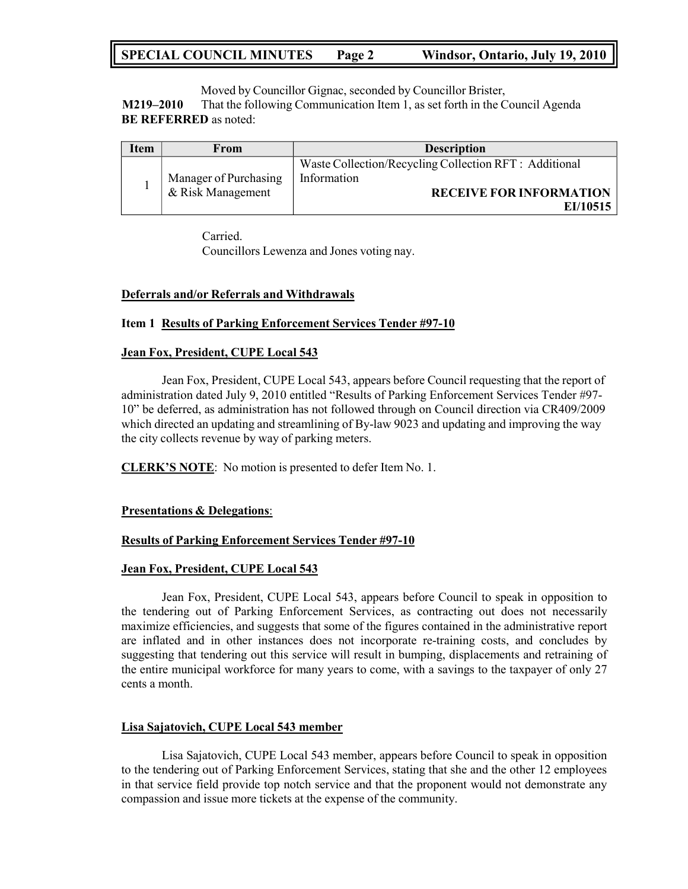Moved by Councillor Gignac, seconded by Councillor Brister,

**M219–2010** That the following Communication Item 1, as set forth in the Council Agenda **BE REFERRED** as noted:

| Item | From | Description |
|---|---|---|
| 1 | Manager of Purchasing & Risk Management | Waste Collection/Recycling Collection RFT : Additional Information **RECEIVE FOR INFORMATION EI/10515** |

Carried.
Councillors Lewenza and Jones voting nay.

**Deferrals and/or Referrals and Withdrawals**

**Item 1 Results of Parking Enforcement Services Tender #97-10**

**Jean Fox, President, CUPE Local 543**

Jean Fox, President, CUPE Local 543, appears before Council requesting that the report of administration dated July 9, 2010 entitled "Results of Parking Enforcement Services Tender #97-10" be deferred, as administration has not followed through on Council direction via CR409/2009 which directed an updating and streamlining of By-law 9023 and updating and improving the way the city collects revenue by way of parking meters.

**CLERK'S NOTE**: No motion is presented to defer Item No. 1.

**Presentations & Delegations**:

**Results of Parking Enforcement Services Tender #97-10**

**Jean Fox, President, CUPE Local 543**

Jean Fox, President, CUPE Local 543, appears before Council to speak in opposition to the tendering out of Parking Enforcement Services, as contracting out does not necessarily maximize efficiencies, and suggests that some of the figures contained in the administrative report are inflated and in other instances does not incorporate re-training costs, and concludes by suggesting that tendering out this service will result in bumping, displacements and retraining of the entire municipal workforce for many years to come, with a savings to the taxpayer of only 27 cents a month.

**Lisa Sajatovich, CUPE Local 543 member**

Lisa Sajatovich, CUPE Local 543 member, appears before Council to speak in opposition to the tendering out of Parking Enforcement Services, stating that she and the other 12 employees in that service field provide top notch service and that the proponent would not demonstrate any compassion and issue more tickets at the expense of the community.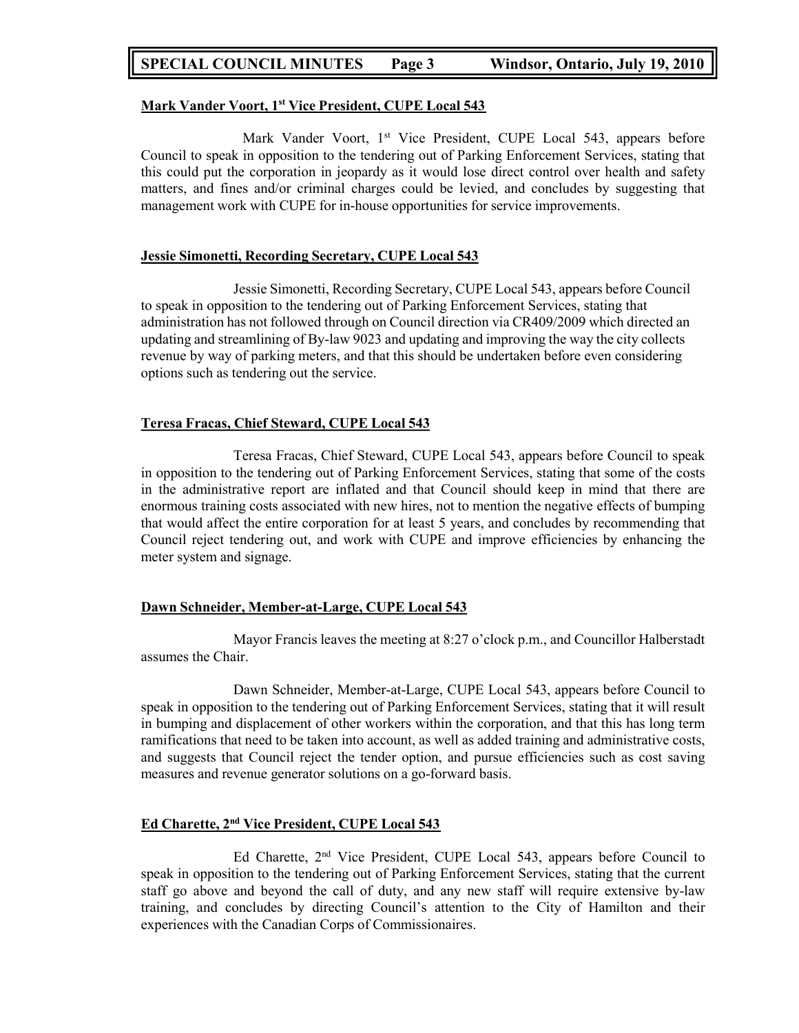### Mark Vander Voort, 1st Vice President, CUPE Local 543

Mark Vander Voort, 1st Vice President, CUPE Local 543, appears before Council to speak in opposition to the tendering out of Parking Enforcement Services, stating that this could put the corporation in jeopardy as it would lose direct control over health and safety matters, and fines and/or criminal charges could be levied, and concludes by suggesting that management work with CUPE for in-house opportunities for service improvements.

### Jessie Simonetti, Recording Secretary, CUPE Local 543

Jessie Simonetti, Recording Secretary, CUPE Local 543, appears before Council to speak in opposition to the tendering out of Parking Enforcement Services, stating that administration has not followed through on Council direction via CR409/2009 which directed an updating and streamlining of By-law 9023 and updating and improving the way the city collects revenue by way of parking meters, and that this should be undertaken before even considering options such as tendering out the service.

### Teresa Fracas, Chief Steward, CUPE Local 543

Teresa Fracas, Chief Steward, CUPE Local 543, appears before Council to speak in opposition to the tendering out of Parking Enforcement Services, stating that some of the costs in the administrative report are inflated and that Council should keep in mind that there are enormous training costs associated with new hires, not to mention the negative effects of bumping that would affect the entire corporation for at least 5 years, and concludes by recommending that Council reject tendering out, and work with CUPE and improve efficiencies by enhancing the meter system and signage.

### Dawn Schneider, Member-at-Large, CUPE Local 543

Mayor Francis leaves the meeting at 8:27 o'clock p.m., and Councillor Halberstadt assumes the Chair.

Dawn Schneider, Member-at-Large, CUPE Local 543, appears before Council to speak in opposition to the tendering out of Parking Enforcement Services, stating that it will result in bumping and displacement of other workers within the corporation, and that this has long term ramifications that need to be taken into account, as well as added training and administrative costs, and suggests that Council reject the tender option, and pursue efficiencies such as cost saving measures and revenue generator solutions on a go-forward basis.

### Ed Charette, 2nd Vice President, CUPE Local 543

Ed Charette, 2nd Vice President, CUPE Local 543, appears before Council to speak in opposition to the tendering out of Parking Enforcement Services, stating that the current staff go above and beyond the call of duty, and any new staff will require extensive by-law training, and concludes by directing Council's attention to the City of Hamilton and their experiences with the Canadian Corps of Commissionaires.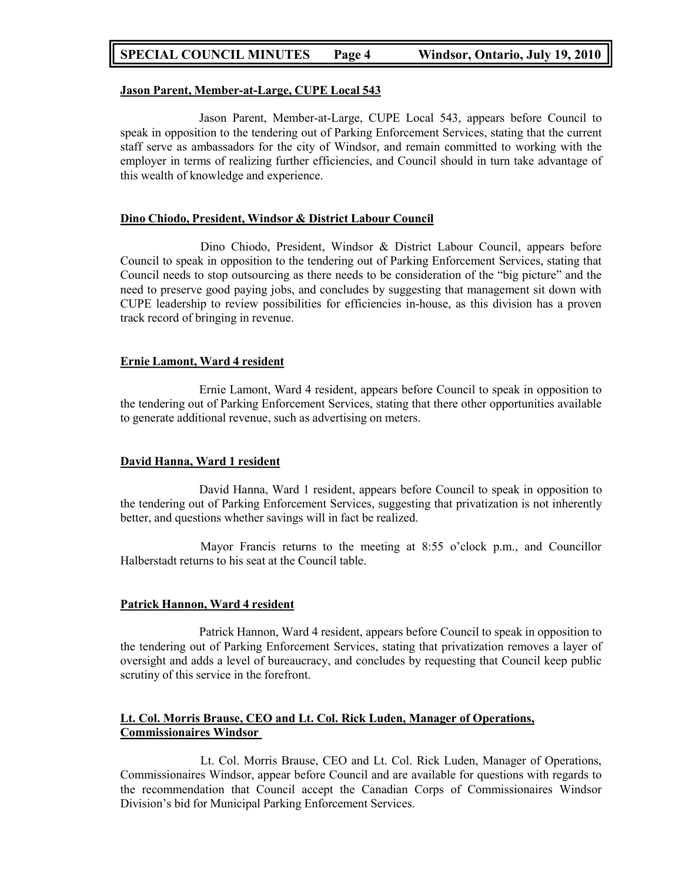**Jason Parent, Member-at-Large, CUPE Local 543**

Jason Parent, Member-at-Large, CUPE Local 543, appears before Council to speak in opposition to the tendering out of Parking Enforcement Services, stating that the current staff serve as ambassadors for the city of Windsor, and remain committed to working with the employer in terms of realizing further efficiencies, and Council should in turn take advantage of this wealth of knowledge and experience.

**Dino Chiodo, President, Windsor & District Labour Council**

Dino Chiodo, President, Windsor & District Labour Council, appears before Council to speak in opposition to the tendering out of Parking Enforcement Services, stating that Council needs to stop outsourcing as there needs to be consideration of the "big picture" and the need to preserve good paying jobs, and concludes by suggesting that management sit down with CUPE leadership to review possibilities for efficiencies in-house, as this division has a proven track record of bringing in revenue.

**Ernie Lamont, Ward 4 resident**

Ernie Lamont, Ward 4 resident, appears before Council to speak in opposition to the tendering out of Parking Enforcement Services, stating that there other opportunities available to generate additional revenue, such as advertising on meters.

**David Hanna, Ward 1 resident**

David Hanna, Ward 1 resident, appears before Council to speak in opposition to the tendering out of Parking Enforcement Services, suggesting that privatization is not inherently better, and questions whether savings will in fact be realized.

Mayor Francis returns to the meeting at 8:55 o'clock p.m., and Councillor Halberstadt returns to his seat at the Council table.

**Patrick Hannon, Ward 4 resident**

Patrick Hannon, Ward 4 resident, appears before Council to speak in opposition to the tendering out of Parking Enforcement Services, stating that privatization removes a layer of oversight and adds a level of bureaucracy, and concludes by requesting that Council keep public scrutiny of this service in the forefront.

**Lt. Col. Morris Brause, CEO and Lt. Col. Rick Luden, Manager of Operations, Commissionaires Windsor**

Lt. Col. Morris Brause, CEO and Lt. Col. Rick Luden, Manager of Operations, Commissionaires Windsor, appear before Council and are available for questions with regards to the recommendation that Council accept the Canadian Corps of Commissionaires Windsor Division's bid for Municipal Parking Enforcement Services.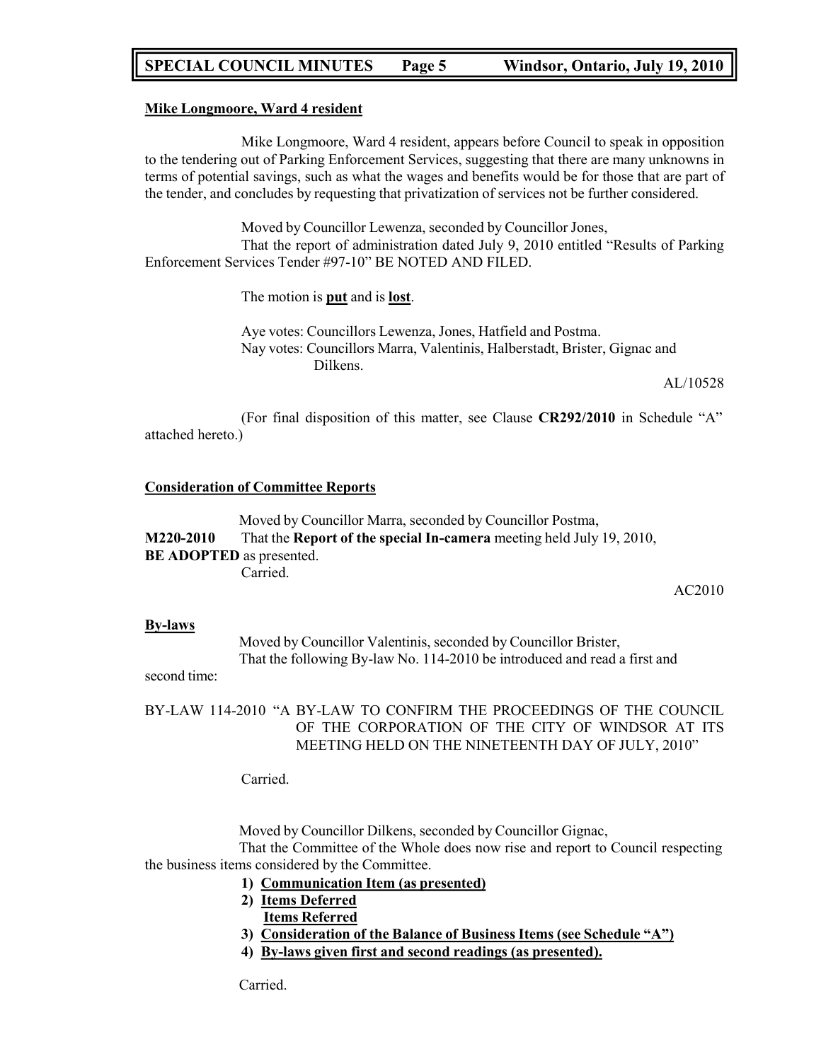**Mike Longmoore, Ward 4 resident**

Mike Longmoore, Ward 4 resident, appears before Council to speak in opposition to the tendering out of Parking Enforcement Services, suggesting that there are many unknowns in terms of potential savings, such as what the wages and benefits would be for those that are part of the tender, and concludes by requesting that privatization of services not be further considered.

Moved by Councillor Lewenza, seconded by Councillor Jones,
That the report of administration dated July 9, 2010 entitled "Results of Parking Enforcement Services Tender #97-10" BE NOTED AND FILED.

The motion is **put** and is **lost**.

Aye votes: Councillors Lewenza, Jones, Hatfield and Postma.
Nay votes: Councillors Marra, Valentinis, Halberstadt, Brister, Gignac and Dilkens.

AL/10528

(For final disposition of this matter, see Clause **CR292/2010** in Schedule "A" attached hereto.)

**Consideration of Committee Reports**

Moved by Councillor Marra, seconded by Councillor Postma,
**M220-2010** That the **Report of the special In-camera** meeting held July 19, 2010, **BE ADOPTED** as presented.
Carried.

AC2010

**By-laws**

Moved by Councillor Valentinis, seconded by Councillor Brister,
That the following By-law No. 114-2010 be introduced and read a first and second time:

BY-LAW 114-2010 "A BY-LAW TO CONFIRM THE PROCEEDINGS OF THE COUNCIL OF THE CORPORATION OF THE CITY OF WINDSOR AT ITS MEETING HELD ON THE NINETEENTH DAY OF JULY, 2010"

Carried.

Moved by Councillor Dilkens, seconded by Councillor Gignac,
That the Committee of the Whole does now rise and report to Council respecting the business items considered by the Committee.

1) **Communication Item (as presented)**
2) **Items Deferred**
   **Items Referred**
3) **Consideration of the Balance of Business Items (see Schedule "A")**
4) **By-laws given first and second readings (as presented).**

Carried.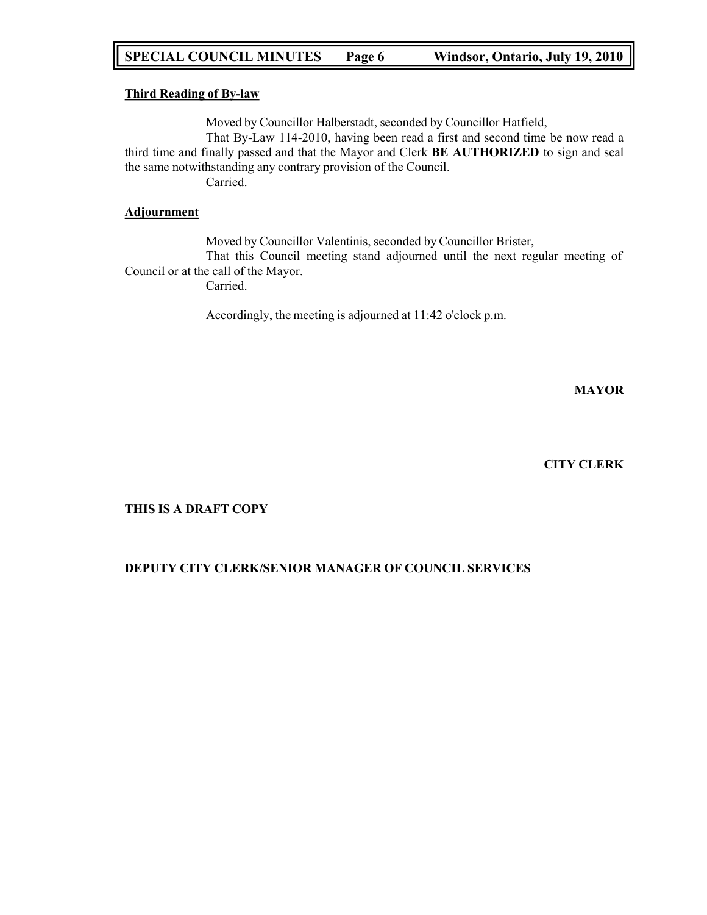**Third Reading of By-law**

Moved by Councillor Halberstadt, seconded by Councillor Hatfield,

That By-Law 114-2010, having been read a first and second time be now read a third time and finally passed and that the Mayor and Clerk **BE AUTHORIZED** to sign and seal the same notwithstanding any contrary provision of the Council.

Carried.

**Adjournment**

Moved by Councillor Valentinis, seconded by Councillor Brister,

That this Council meeting stand adjourned until the next regular meeting of Council or at the call of the Mayor.

Carried.

Accordingly, the meeting is adjourned at 11:42 o'clock p.m.

**MAYOR**

**CITY CLERK**

**THIS IS A DRAFT COPY**

**DEPUTY CITY CLERK/SENIOR MANAGER OF COUNCIL SERVICES**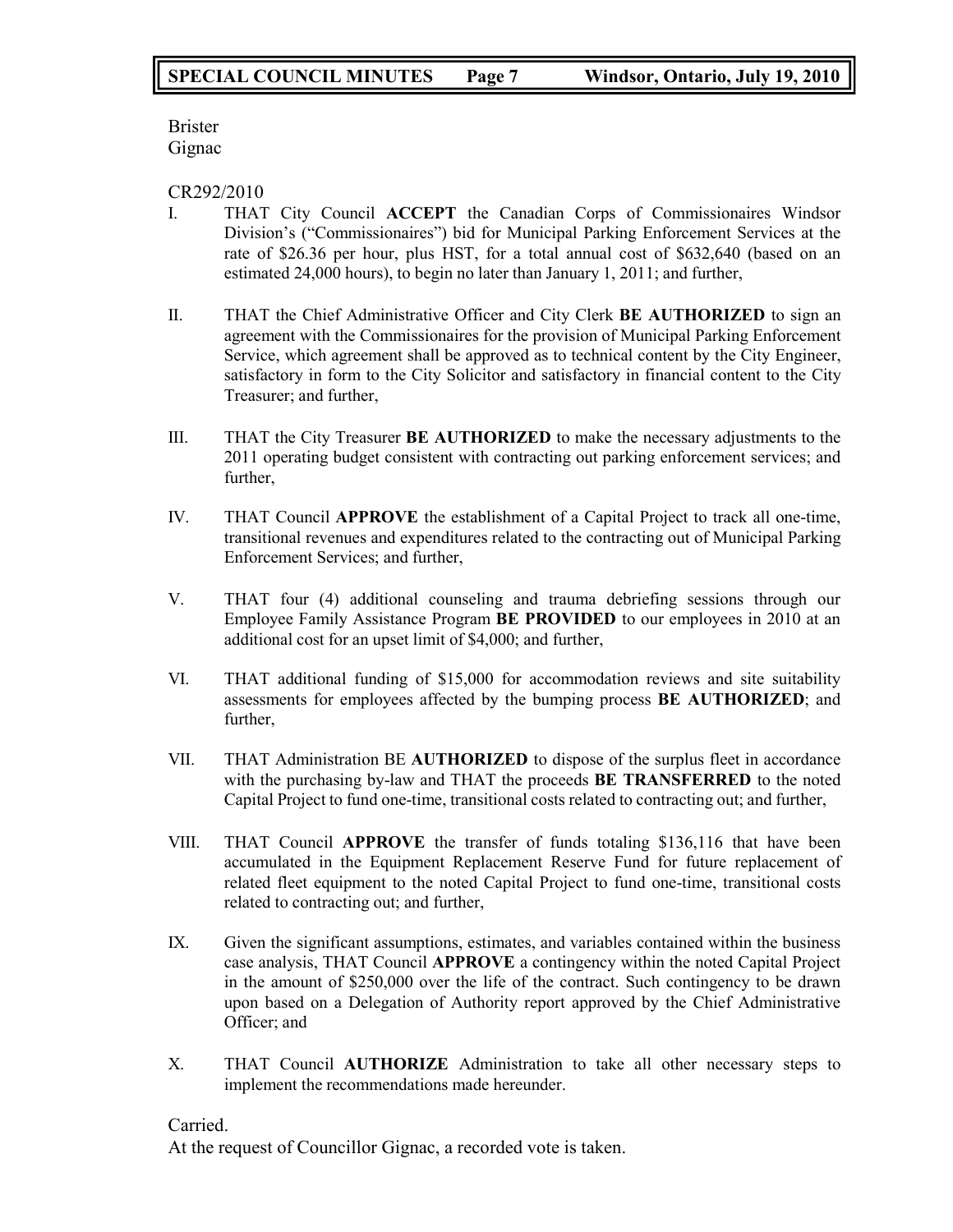Brister
Gignac

CR292/2010

I. THAT City Council **ACCEPT** the Canadian Corps of Commissionaires Windsor Division's ("Commissionaires") bid for Municipal Parking Enforcement Services at the rate of $26.36 per hour, plus HST, for a total annual cost of $632,640 (based on an estimated 24,000 hours), to begin no later than January 1, 2011; and further,

II. THAT the Chief Administrative Officer and City Clerk **BE AUTHORIZED** to sign an agreement with the Commissionaires for the provision of Municipal Parking Enforcement Service, which agreement shall be approved as to technical content by the City Engineer, satisfactory in form to the City Solicitor and satisfactory in financial content to the City Treasurer; and further,

III. THAT the City Treasurer **BE AUTHORIZED** to make the necessary adjustments to the 2011 operating budget consistent with contracting out parking enforcement services; and further,

IV. THAT Council **APPROVE** the establishment of a Capital Project to track all one-time, transitional revenues and expenditures related to the contracting out of Municipal Parking Enforcement Services; and further,

V. THAT four (4) additional counseling and trauma debriefing sessions through our Employee Family Assistance Program **BE PROVIDED** to our employees in 2010 at an additional cost for an upset limit of $4,000; and further,

VI. THAT additional funding of $15,000 for accommodation reviews and site suitability assessments for employees affected by the bumping process **BE AUTHORIZED**; and further,

VII. THAT Administration BE **AUTHORIZED** to dispose of the surplus fleet in accordance with the purchasing by-law and THAT the proceeds **BE TRANSFERRED** to the noted Capital Project to fund one-time, transitional costs related to contracting out; and further,

VIII. THAT Council **APPROVE** the transfer of funds totaling $136,116 that have been accumulated in the Equipment Replacement Reserve Fund for future replacement of related fleet equipment to the noted Capital Project to fund one-time, transitional costs related to contracting out; and further,

IX. Given the significant assumptions, estimates, and variables contained within the business case analysis, THAT Council **APPROVE** a contingency within the noted Capital Project in the amount of $250,000 over the life of the contract. Such contingency to be drawn upon based on a Delegation of Authority report approved by the Chief Administrative Officer; and

X. THAT Council **AUTHORIZE** Administration to take all other necessary steps to implement the recommendations made hereunder.

Carried.

At the request of Councillor Gignac, a recorded vote is taken.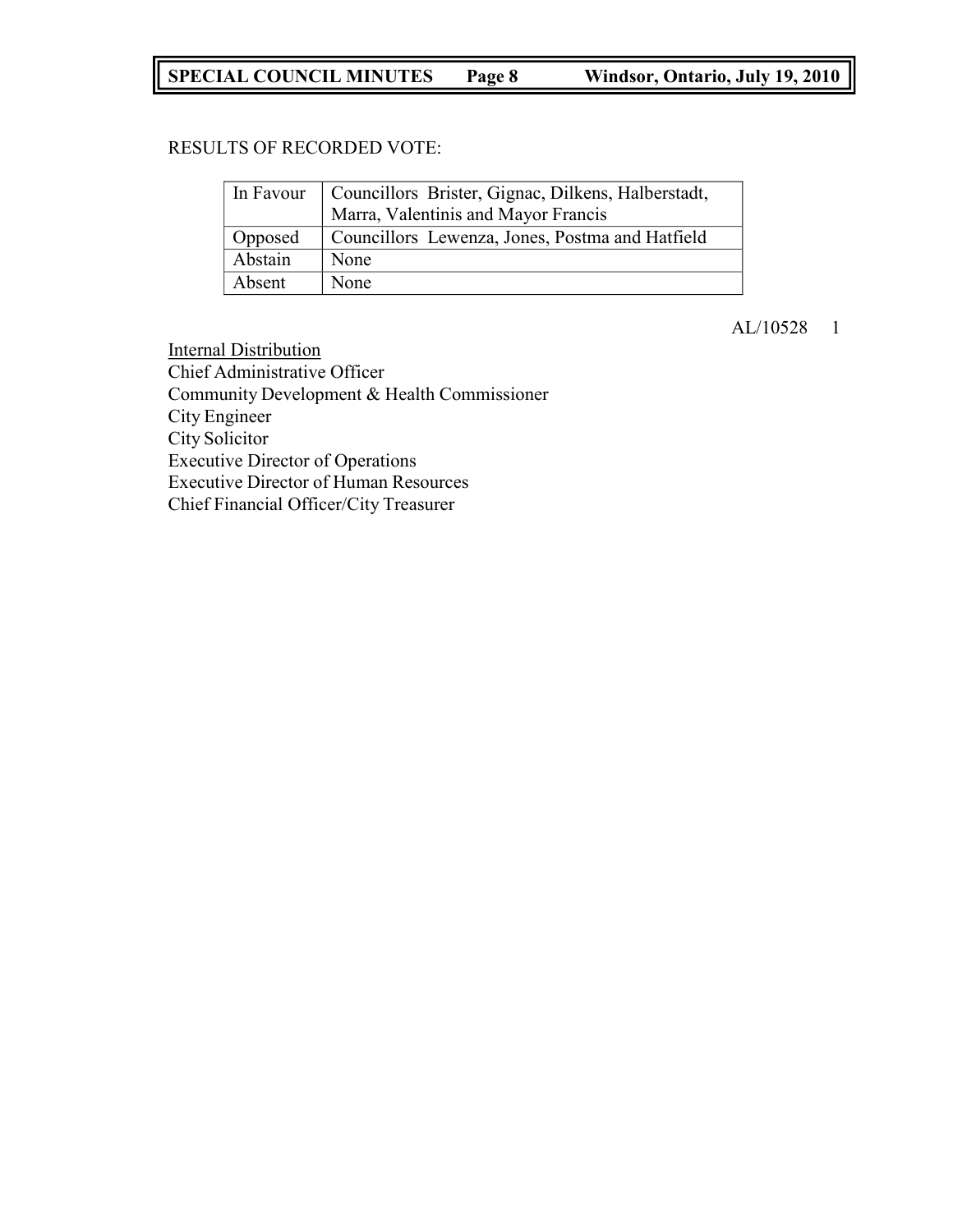RESULTS OF RECORDED VOTE:

| | |
|---|---|
| In Favour | Councillors Brister, Gignac, Dilkens, Halberstadt, Marra, Valentinis and Mayor Francis |
| Opposed | Councillors Lewenza, Jones, Postma and Hatfield |
| Abstain | None |
| Absent | None |

AL/10528 1

<u>Internal Distribution</u>
Chief Administrative Officer
Community Development & Health Commissioner
City Engineer
City Solicitor
Executive Director of Operations
Executive Director of Human Resources
Chief Financial Officer/City Treasurer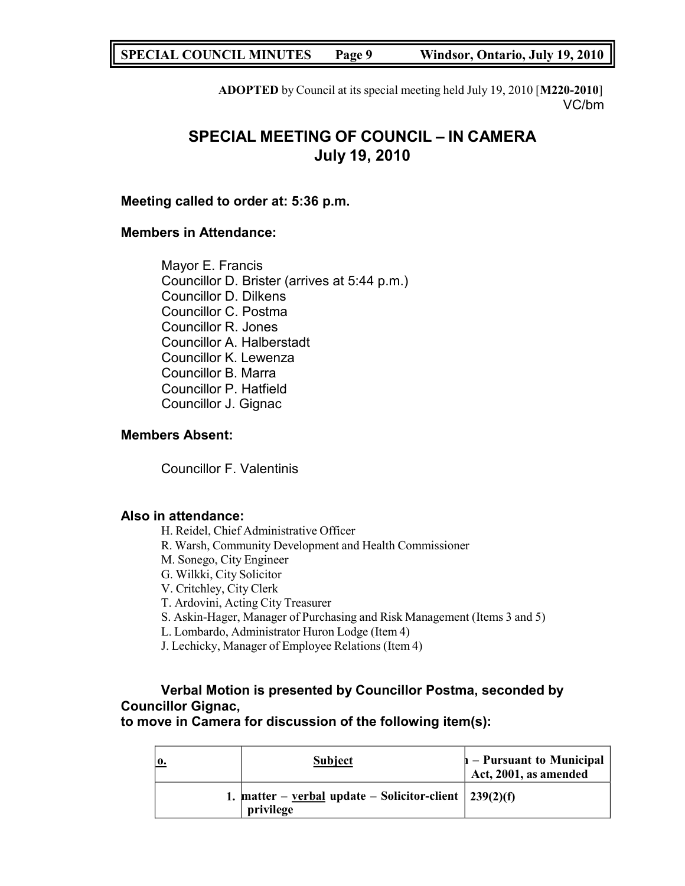**ADOPTED** by Council at its special meeting held July 19, 2010 [**M220-2010**]
VC/bm

# SPECIAL MEETING OF COUNCIL – IN CAMERA
## July 19, 2010

**Meeting called to order at: 5:36 p.m.**

**Members in Attendance:**

Mayor E. Francis
Councillor D. Brister (arrives at 5:44 p.m.)
Councillor D. Dilkens
Councillor C. Postma
Councillor R. Jones
Councillor A. Halberstadt
Councillor K. Lewenza
Councillor B. Marra
Councillor P. Hatfield
Councillor J. Gignac

**Members Absent:**

Councillor F. Valentinis

**Also in attendance:**

H. Reidel, Chief Administrative Officer
R. Warsh, Community Development and Health Commissioner
M. Sonego, City Engineer
G. Wilkki, City Solicitor
V. Critchley, City Clerk
T. Ardovini, Acting City Treasurer
S. Askin-Hager, Manager of Purchasing and Risk Management (Items 3 and 5)
L. Lombardo, Administrator Huron Lodge (Item 4)
J. Lechicky, Manager of Employee Relations (Item 4)

**Verbal Motion is presented by Councillor Postma, seconded by Councillor Gignac,
to move in Camera for discussion of the following item(s):**

| o. | Subject | ı – Pursuant to Municipal Act, 2001, as amended |
|---|---|---|
| 1. | matter – verbal update – Solicitor-client privilege | 239(2)(f) |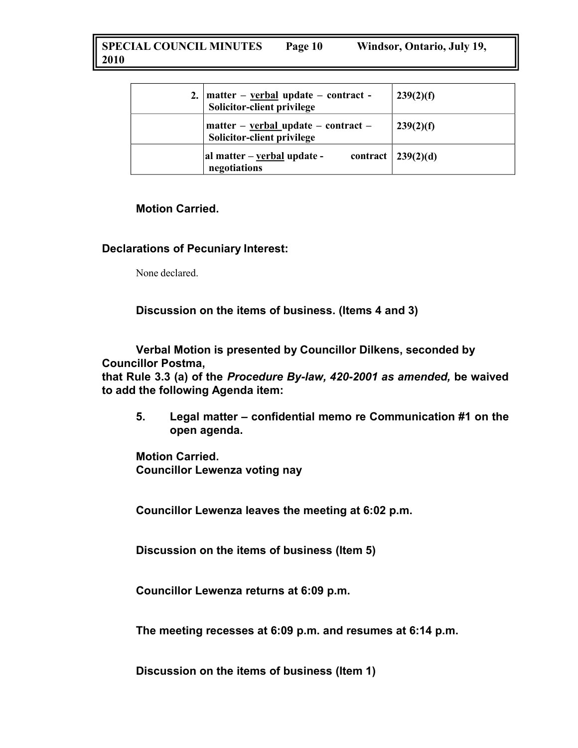| 2. | matter – verbal update – contract - Solicitor-client privilege | 239(2)(f) |
|---|---|---|
| | matter – verbal update – contract – Solicitor-client privilege | 239(2)(f) |
| | al matter – verbal update - contract negotiations | 239(2)(d) |

**Motion Carried.**

**Declarations of Pecuniary Interest:**

None declared.

**Discussion on the items of business. (Items 4 and 3)**

**Verbal Motion is presented by Councillor Dilkens, seconded by Councillor Postma, that Rule 3.3 (a) of the *Procedure By-law, 420-2001 as amended,* be waived to add the following Agenda item:**

**5. Legal matter – confidential memo re Communication #1 on the open agenda.**

**Motion Carried.**
**Councillor Lewenza voting nay**

**Councillor Lewenza leaves the meeting at 6:02 p.m.**

**Discussion on the items of business (Item 5)**

**Councillor Lewenza returns at 6:09 p.m.**

**The meeting recesses at 6:09 p.m. and resumes at 6:14 p.m.**

**Discussion on the items of business (Item 1)**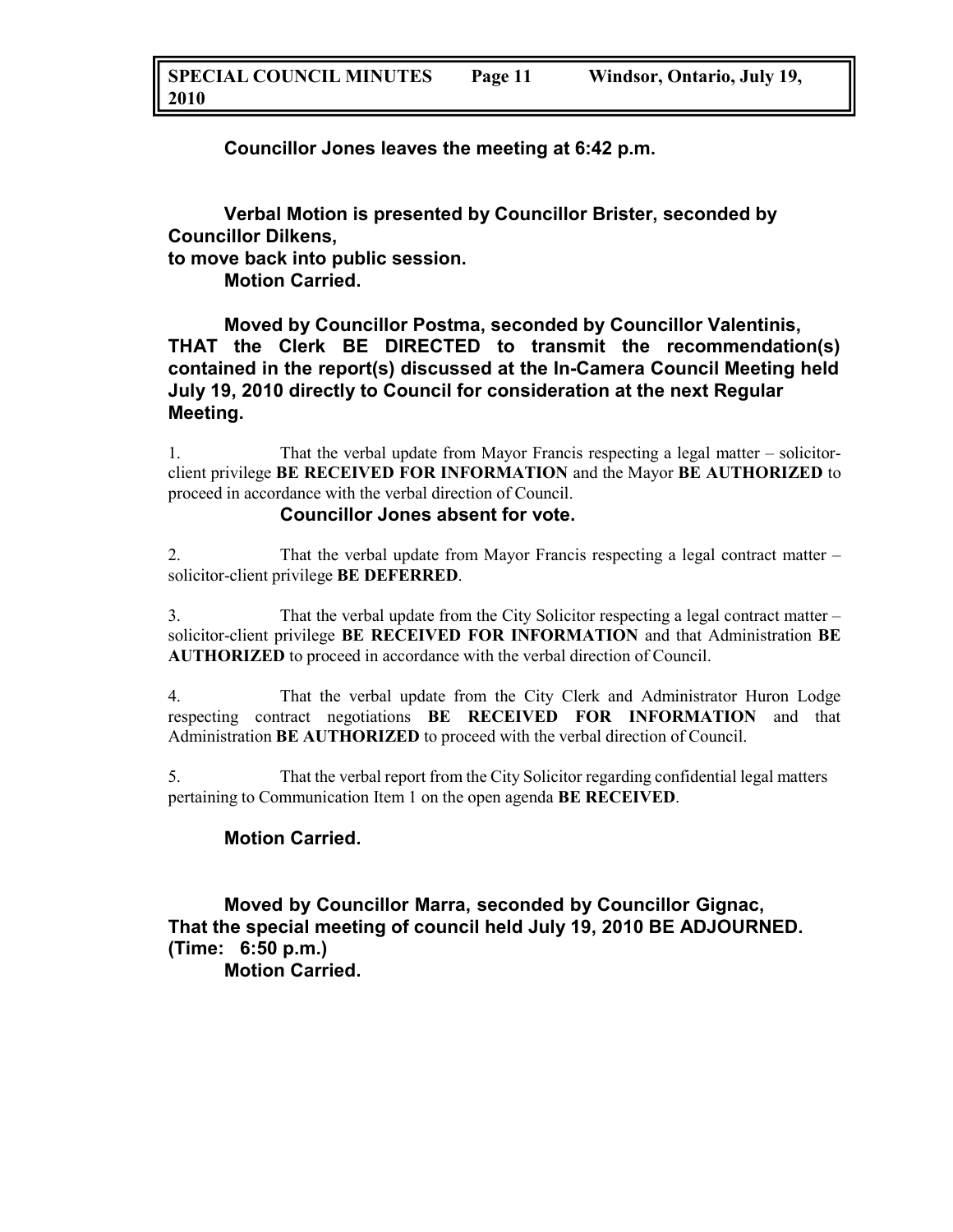**Councillor Jones leaves the meeting at 6:42 p.m.**

**Verbal Motion is presented by Councillor Brister, seconded by Councillor Dilkens,**
**to move back into public session.**
**Motion Carried.**

**Moved by Councillor Postma, seconded by Councillor Valentinis, THAT the Clerk BE DIRECTED to transmit the recommendation(s) contained in the report(s) discussed at the In-Camera Council Meeting held July 19, 2010 directly to Council for consideration at the next Regular Meeting.**

1. That the verbal update from Mayor Francis respecting a legal matter – solicitor-client privilege **BE RECEIVED FOR INFORMATION** and the Mayor **BE AUTHORIZED** to proceed in accordance with the verbal direction of Council.
   **Councillor Jones absent for vote.**

2. That the verbal update from Mayor Francis respecting a legal contract matter – solicitor-client privilege **BE DEFERRED**.

3. That the verbal update from the City Solicitor respecting a legal contract matter – solicitor-client privilege **BE RECEIVED FOR INFORMATION** and that Administration **BE AUTHORIZED** to proceed in accordance with the verbal direction of Council.

4. That the verbal update from the City Clerk and Administrator Huron Lodge respecting contract negotiations **BE RECEIVED FOR INFORMATION** and that Administration **BE AUTHORIZED** to proceed with the verbal direction of Council.

5. That the verbal report from the City Solicitor regarding confidential legal matters pertaining to Communication Item 1 on the open agenda **BE RECEIVED**.

**Motion Carried.**

**Moved by Councillor Marra, seconded by Councillor Gignac,**
**That the special meeting of council held July 19, 2010 BE ADJOURNED.**
**(Time: 6:50 p.m.)**
**Motion Carried.**